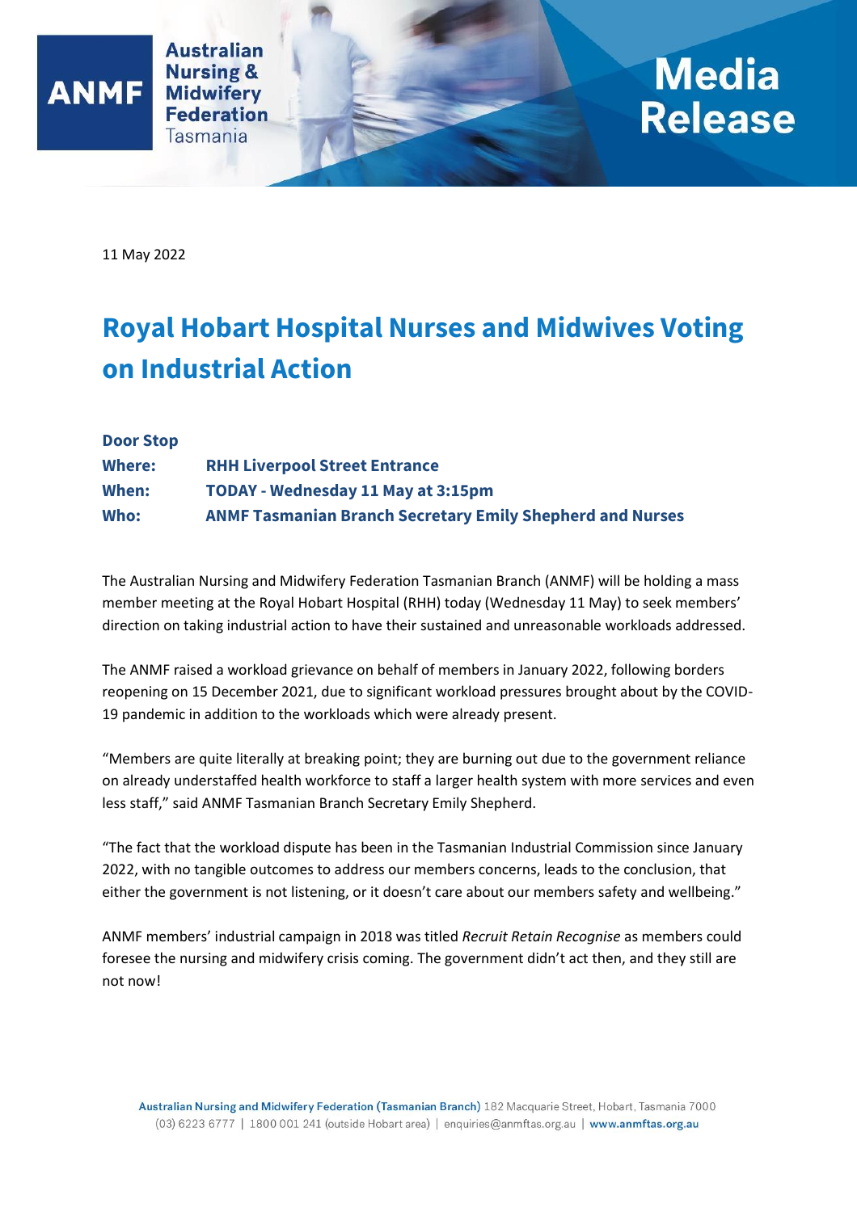Australian Nursing & Midwifery Federation Tasmania

**Media Release**

11 May 2022

# Royal Hobart Hospital Nurses and Midwives Voting on Industrial Action

**Door Stop**

**Where:** **RHH Liverpool Street Entrance**

**When:** **TODAY - Wednesday 11 May at 3:15pm**

**Who:** **ANMF Tasmanian Branch Secretary Emily Shepherd and Nurses**

The Australian Nursing and Midwifery Federation Tasmanian Branch (ANMF) will be holding a mass member meeting at the Royal Hobart Hospital (RHH) today (Wednesday 11 May) to seek members' direction on taking industrial action to have their sustained and unreasonable workloads addressed.

The ANMF raised a workload grievance on behalf of members in January 2022, following borders reopening on 15 December 2021, due to significant workload pressures brought about by the COVID-19 pandemic in addition to the workloads which were already present.

"Members are quite literally at breaking point; they are burning out due to the government reliance on already understaffed health workforce to staff a larger health system with more services and even less staff," said ANMF Tasmanian Branch Secretary Emily Shepherd.

"The fact that the workload dispute has been in the Tasmanian Industrial Commission since January 2022, with no tangible outcomes to address our members concerns, leads to the conclusion, that either the government is not listening, or it doesn't care about our members safety and wellbeing."

ANMF members' industrial campaign in 2018 was titled *Recruit Retain Recognise* as members could foresee the nursing and midwifery crisis coming. The government didn't act then, and they still are not now!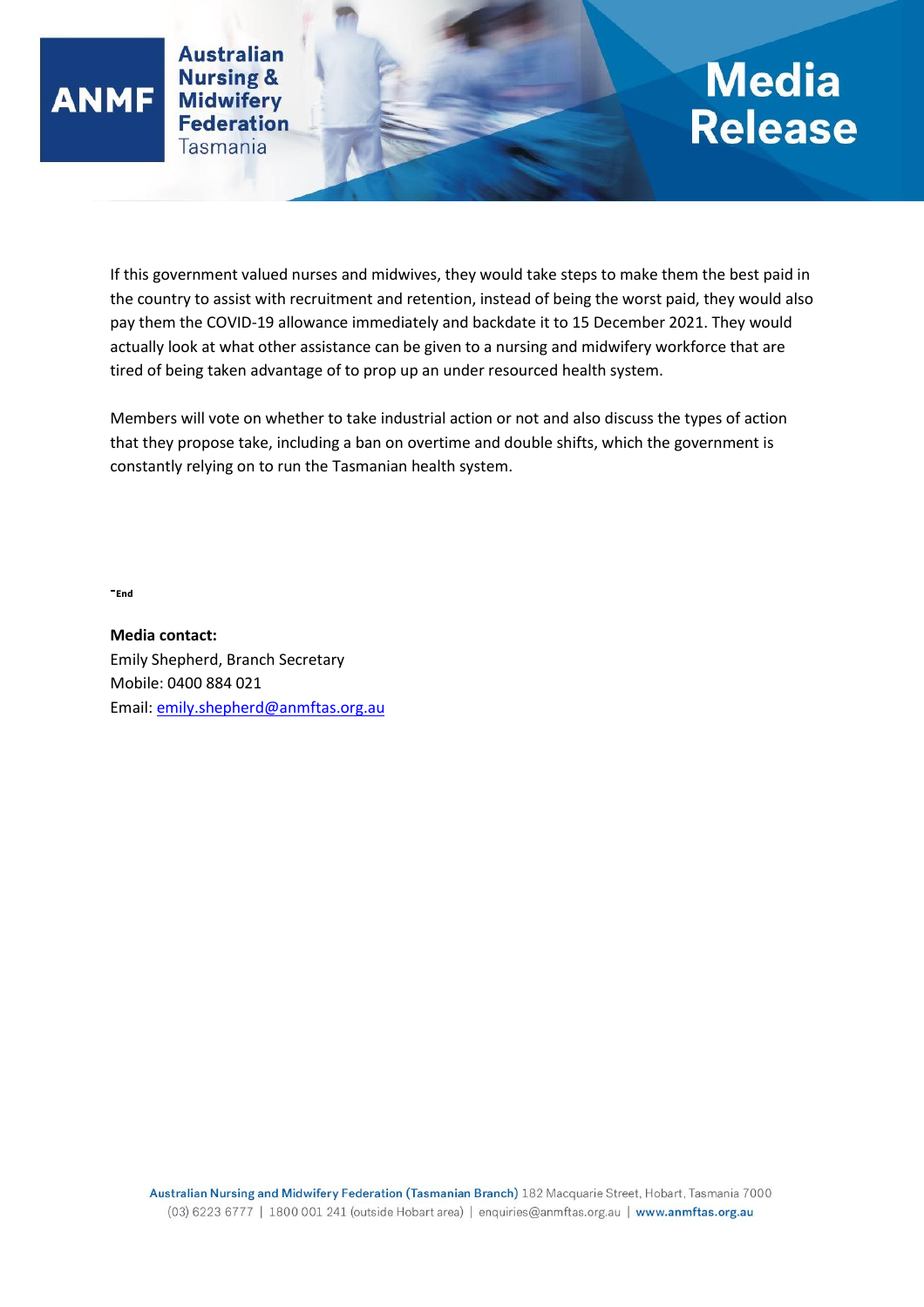If this government valued nurses and midwives, they would take steps to make them the best paid in the country to assist with recruitment and retention, instead of being the worst paid, they would also pay them the COVID-19 allowance immediately and backdate it to 15 December 2021. They would actually look at what other assistance can be given to a nursing and midwifery workforce that are tired of being taken advantage of to prop up an under resourced health system.

Members will vote on whether to take industrial action or not and also discuss the types of action that they propose take, including a ban on overtime and double shifts, which the government is constantly relying on to run the Tasmanian health system.

-End

**Media contact:**
Emily Shepherd, Branch Secretary
Mobile: 0400 884 021
Email: emily.shepherd@anmftas.org.au